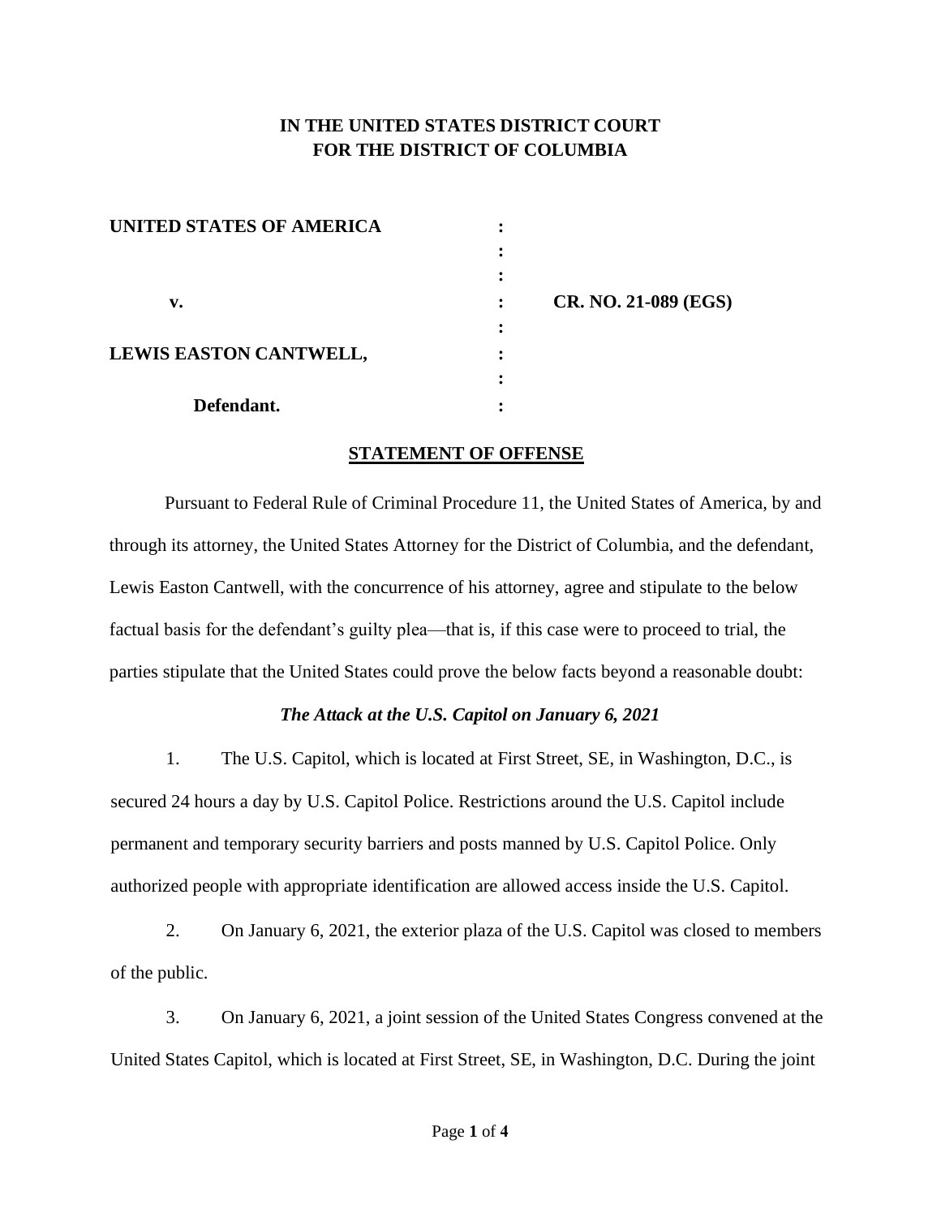# IN THE UNITED STATES DISTRICT COURT FOR THE DISTRICT OF COLUMBIA

| | | |
|---|---|---|
| **UNITED STATES OF AMERICA** | : | |
| | : | |
| | : | |
| **v.** | : | **CR. NO. 21-089 (EGS)** |
| | : | |
| **LEWIS EASTON CANTWELL,** | : | |
| | : | |
| **Defendant.** | : | |

## STATEMENT OF OFFENSE

Pursuant to Federal Rule of Criminal Procedure 11, the United States of America, by and through its attorney, the United States Attorney for the District of Columbia, and the defendant, Lewis Easton Cantwell, with the concurrence of his attorney, agree and stipulate to the below factual basis for the defendant's guilty plea—that is, if this case were to proceed to trial, the parties stipulate that the United States could prove the below facts beyond a reasonable doubt:

### *The Attack at the U.S. Capitol on January 6, 2021*

1. The U.S. Capitol, which is located at First Street, SE, in Washington, D.C., is secured 24 hours a day by U.S. Capitol Police. Restrictions around the U.S. Capitol include permanent and temporary security barriers and posts manned by U.S. Capitol Police. Only authorized people with appropriate identification are allowed access inside the U.S. Capitol.

2. On January 6, 2021, the exterior plaza of the U.S. Capitol was closed to members of the public.

3. On January 6, 2021, a joint session of the United States Congress convened at the United States Capitol, which is located at First Street, SE, in Washington, D.C. During the joint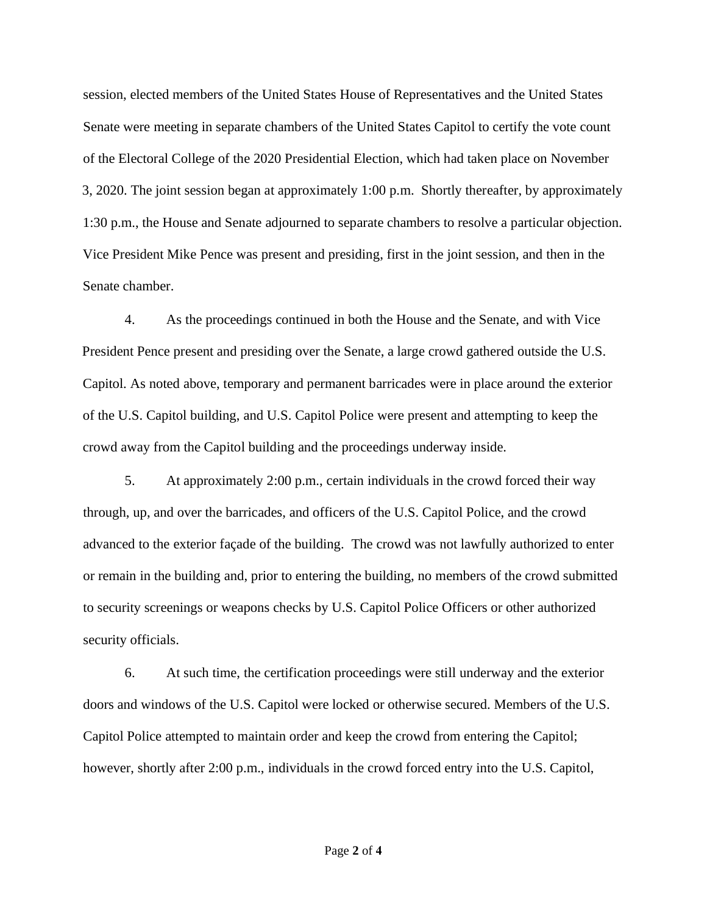session, elected members of the United States House of Representatives and the United States Senate were meeting in separate chambers of the United States Capitol to certify the vote count of the Electoral College of the 2020 Presidential Election, which had taken place on November 3, 2020. The joint session began at approximately 1:00 p.m. Shortly thereafter, by approximately 1:30 p.m., the House and Senate adjourned to separate chambers to resolve a particular objection. Vice President Mike Pence was present and presiding, first in the joint session, and then in the Senate chamber.

4. As the proceedings continued in both the House and the Senate, and with Vice President Pence present and presiding over the Senate, a large crowd gathered outside the U.S. Capitol. As noted above, temporary and permanent barricades were in place around the exterior of the U.S. Capitol building, and U.S. Capitol Police were present and attempting to keep the crowd away from the Capitol building and the proceedings underway inside.

5. At approximately 2:00 p.m., certain individuals in the crowd forced their way through, up, and over the barricades, and officers of the U.S. Capitol Police, and the crowd advanced to the exterior façade of the building. The crowd was not lawfully authorized to enter or remain in the building and, prior to entering the building, no members of the crowd submitted to security screenings or weapons checks by U.S. Capitol Police Officers or other authorized security officials.

6. At such time, the certification proceedings were still underway and the exterior doors and windows of the U.S. Capitol were locked or otherwise secured. Members of the U.S. Capitol Police attempted to maintain order and keep the crowd from entering the Capitol; however, shortly after 2:00 p.m., individuals in the crowd forced entry into the U.S. Capitol,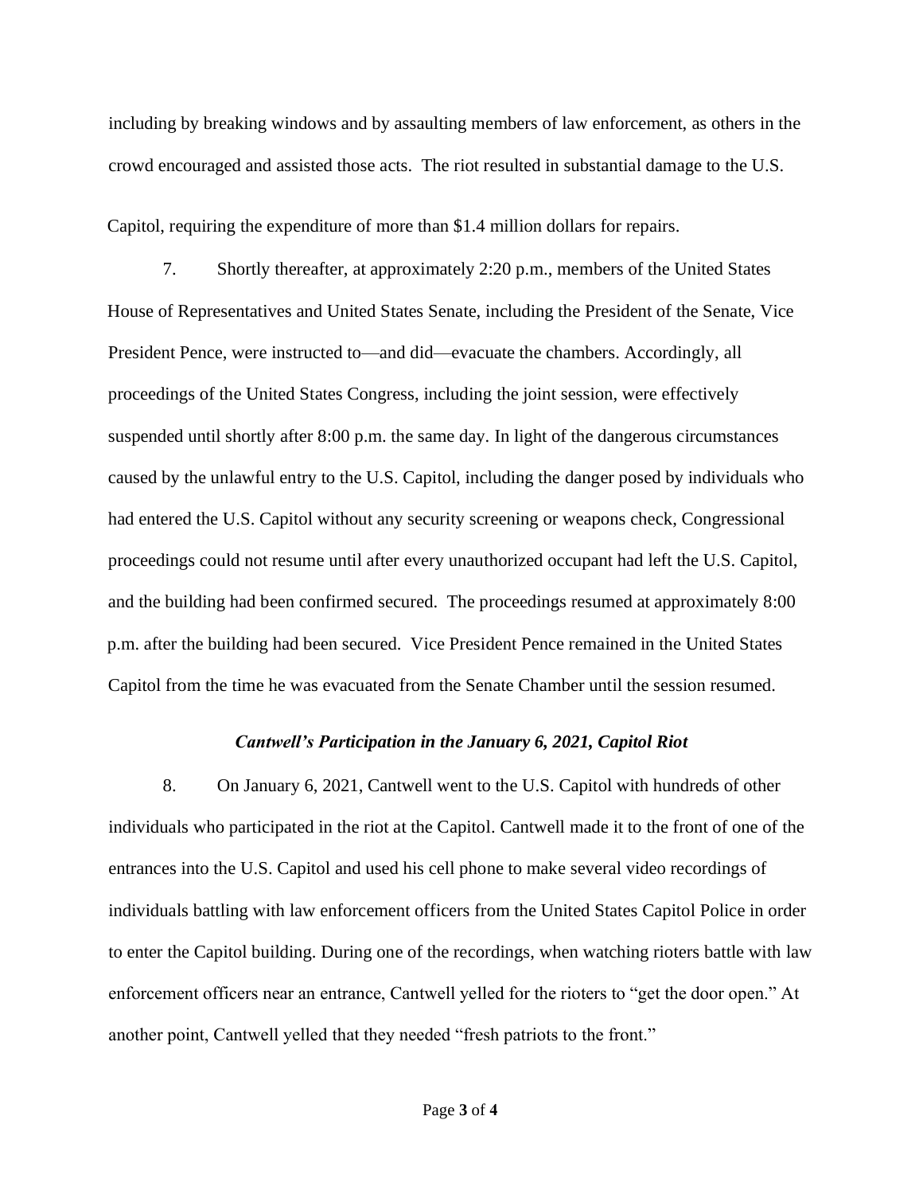including by breaking windows and by assaulting members of law enforcement, as others in the crowd encouraged and assisted those acts. The riot resulted in substantial damage to the U.S. Capitol, requiring the expenditure of more than $1.4 million dollars for repairs.

7. Shortly thereafter, at approximately 2:20 p.m., members of the United States House of Representatives and United States Senate, including the President of the Senate, Vice President Pence, were instructed to—and did—evacuate the chambers. Accordingly, all proceedings of the United States Congress, including the joint session, were effectively suspended until shortly after 8:00 p.m. the same day. In light of the dangerous circumstances caused by the unlawful entry to the U.S. Capitol, including the danger posed by individuals who had entered the U.S. Capitol without any security screening or weapons check, Congressional proceedings could not resume until after every unauthorized occupant had left the U.S. Capitol, and the building had been confirmed secured. The proceedings resumed at approximately 8:00 p.m. after the building had been secured. Vice President Pence remained in the United States Capitol from the time he was evacuated from the Senate Chamber until the session resumed.

***Cantwell's Participation in the January 6, 2021, Capitol Riot***

8. On January 6, 2021, Cantwell went to the U.S. Capitol with hundreds of other individuals who participated in the riot at the Capitol. Cantwell made it to the front of one of the entrances into the U.S. Capitol and used his cell phone to make several video recordings of individuals battling with law enforcement officers from the United States Capitol Police in order to enter the Capitol building. During one of the recordings, when watching rioters battle with law enforcement officers near an entrance, Cantwell yelled for the rioters to "get the door open." At another point, Cantwell yelled that they needed "fresh patriots to the front."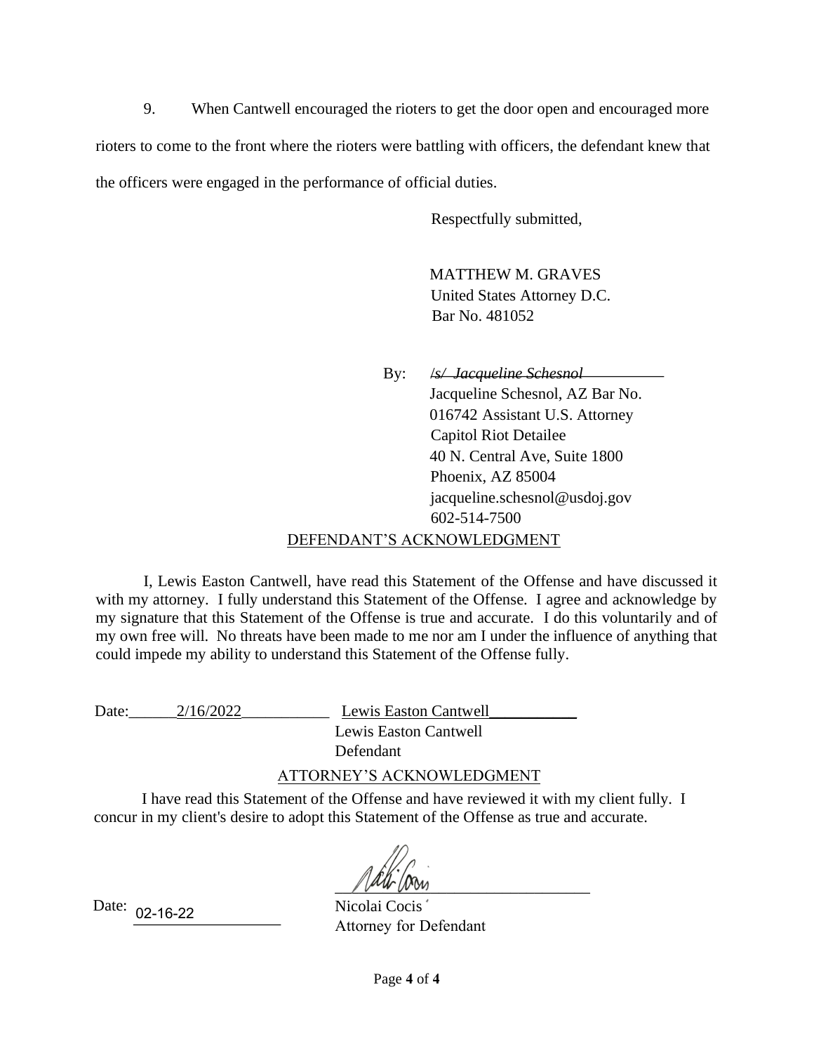9. When Cantwell encouraged the rioters to get the door open and encouraged more rioters to come to the front where the rioters were battling with officers, the defendant knew that the officers were engaged in the performance of official duties.

Respectfully submitted,

MATTHEW M. GRAVES
United States Attorney D.C.
Bar No. 481052

By: */s/ Jacqueline Schesnol*
Jacqueline Schesnol, AZ Bar No.
016742 Assistant U.S. Attorney
Capitol Riot Detailee
40 N. Central Ave, Suite 1800
Phoenix, AZ 85004
jacqueline.schesnol@usdoj.gov
602-514-7500

DEFENDANT'S ACKNOWLEDGMENT

I, Lewis Easton Cantwell, have read this Statement of the Offense and have discussed it with my attorney. I fully understand this Statement of the Offense. I agree and acknowledge by my signature that this Statement of the Offense is true and accurate. I do this voluntarily and of my own free will. No threats have been made to me nor am I under the influence of anything that could impede my ability to understand this Statement of the Offense fully.

Date: 2/16/2022 Lewis Easton Cantwell
Lewis Easton Cantwell
Defendant

ATTORNEY'S ACKNOWLEDGMENT

I have read this Statement of the Offense and have reviewed it with my client fully. I concur in my client's desire to adopt this Statement of the Offense as true and accurate.

Date: 02-16-22

Nicolai Cocis
Attorney for Defendant